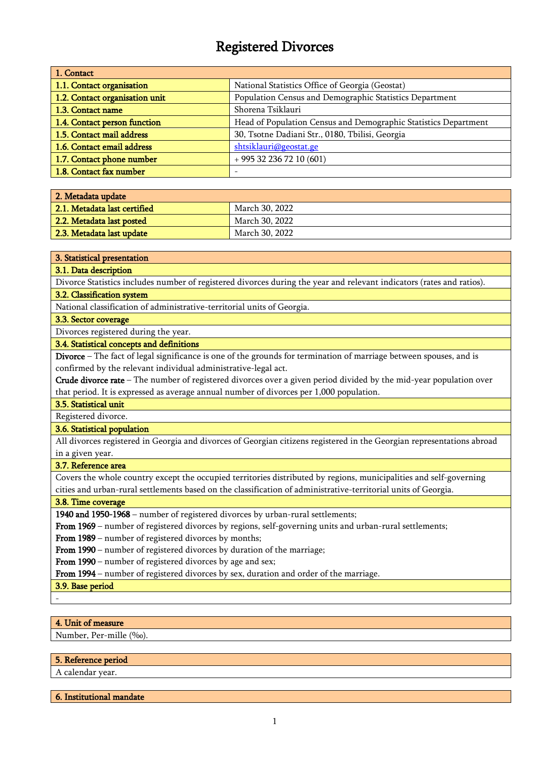# Registered Divorces

| 1. Contact | |
|---|---|
| **1.1. Contact organisation** | National Statistics Office of Georgia (Geostat) |
| **1.2. Contact organisation unit** | Population Census and Demographic Statistics Department |
| **1.3. Contact name** | Shorena Tsiklauri |
| **1.4. Contact person function** | Head of Population Census and Demographic Statistics Department |
| **1.5. Contact mail address** | 30, Tsotne Dadiani Str., 0180, Tbilisi, Georgia |
| **1.6. Contact email address** | shtsiklauri@geostat.ge |
| **1.7. Contact phone number** | + 995 32 236 72 10 (601) |
| **1.8. Contact fax number** | - |

| 2. Metadata update | |
|---|---|
| **2.1. Metadata last certified** | March 30, 2022 |
| **2.2. Metadata last posted** | March 30, 2022 |
| **2.3. Metadata last update** | March 30, 2022 |

## 3. Statistical presentation

### 3.1. Data description

Divorce Statistics includes number of registered divorces during the year and relevant indicators (rates and ratios).

### 3.2. Classification system

National classification of administrative-territorial units of Georgia.

### 3.3. Sector coverage

Divorces registered during the year.

### 3.4. Statistical concepts and definitions

**Divorce** – The fact of legal significance is one of the grounds for termination of marriage between spouses, and is confirmed by the relevant individual administrative-legal act.

**Crude divorce rate** – The number of registered divorces over a given period divided by the mid-year population over that period. It is expressed as average annual number of divorces per 1,000 population.

### 3.5. Statistical unit

Registered divorce.

### 3.6. Statistical population

All divorces registered in Georgia and divorces of Georgian citizens registered in the Georgian representations abroad in a given year.

### 3.7. Reference area

Covers the whole country except the occupied territories distributed by regions, municipalities and self-governing cities and urban-rural settlements based on the classification of administrative-territorial units of Georgia.

### 3.8. Time coverage

**1940 and 1950-1968** – number of registered divorces by urban-rural settlements;
**From 1969** – number of registered divorces by regions, self-governing units and urban-rural settlements;
**From 1989** – number of registered divorces by months;
**From 1990** – number of registered divorces by duration of the marriage;
**From 1990** – number of registered divorces by age and sex;
**From 1994** – number of registered divorces by sex, duration and order of the marriage.

### 3.9. Base period

-

## 4. Unit of measure

Number, Per-mille (‰).

## 5. Reference period

A calendar year.

## 6. Institutional mandate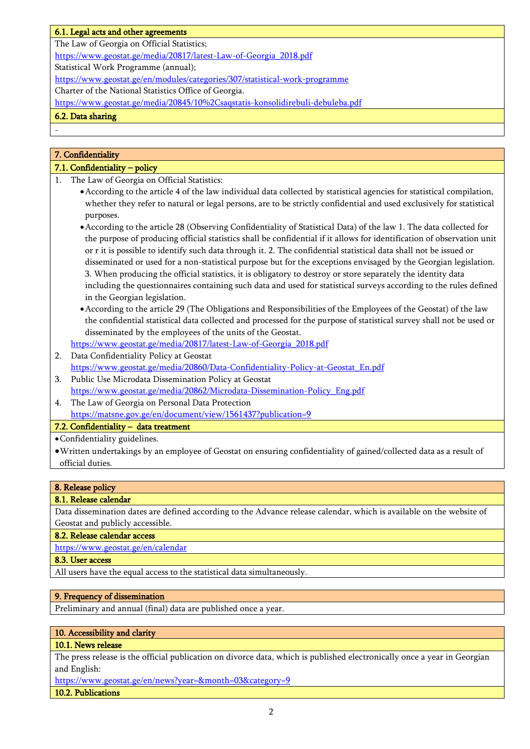### 6.1. Legal acts and other agreements

The Law of Georgia on Official Statistics;
https://www.geostat.ge/media/20817/latest-Law-of-Georgia_2018.pdf
Statistical Work Programme (annual);
https://www.geostat.ge/en/modules/categories/307/statistical-work-programme
Charter of the National Statistics Office of Georgia.
https://www.geostat.ge/media/20845/10%2Csaqstatis-konsolidirebuli-debuleba.pdf

### 6.2. Data sharing

-

## 7. Confidentiality

### 7.1. Confidentiality – policy

1. The Law of Georgia on Official Statistics:
   - According to the article 4 of the law individual data collected by statistical agencies for statistical compilation, whether they refer to natural or legal persons, are to be strictly confidential and used exclusively for statistical purposes.
   - According to the article 28 (Observing Confidentiality of Statistical Data) of the law 1. The data collected for the purpose of producing official statistics shall be confidential if it allows for identification of observation unit or r it is possible to identify such data through it. 2. The confidential statistical data shall not be issued or disseminated or used for a non-statistical purpose but for the exceptions envisaged by the Georgian legislation. 3. When producing the official statistics, it is obligatory to destroy or store separately the identity data including the questionnaires containing such data and used for statistical surveys according to the rules defined in the Georgian legislation.
   - According to the article 29 (The Obligations and Responsibilities of the Employees of the Geostat) of the law the confidential statistical data collected and processed for the purpose of statistical survey shall not be used or disseminated by the employees of the units of the Geostat.

   https://www.geostat.ge/media/20817/latest-Law-of-Georgia_2018.pdf
2. Data Confidentiality Policy at Geostat
   https://www.geostat.ge/media/20860/Data-Confidentiality-Policy-at-Geostat_En.pdf
3. Public Use Microdata Dissemination Policy at Geostat
   https://www.geostat.ge/media/20862/Microdata-Dissemination-Policy_Eng.pdf
4. The Law of Georgia on Personal Data Protection
   https://matsne.gov.ge/en/document/view/1561437?publication=9

### 7.2. Confidentiality – data treatment

- Confidentiality guidelines.
- Written undertakings by an employee of Geostat on ensuring confidentiality of gained/collected data as a result of official duties.

## 8. Release policy

### 8.1. Release calendar

Data dissemination dates are defined according to the Advance release calendar, which is available on the website of Geostat and publicly accessible.

### 8.2. Release calendar access

https://www.geostat.ge/en/calendar

### 8.3. User access

All users have the equal access to the statistical data simultaneously.

## 9. Frequency of dissemination

Preliminary and annual (final) data are published once a year.

## 10. Accessibility and clarity

### 10.1. News release

The press release is the official publication on divorce data, which is published electronically once a year in Georgian and English:
https://www.geostat.ge/en/news?year=&month=03&category=9

### 10.2. Publications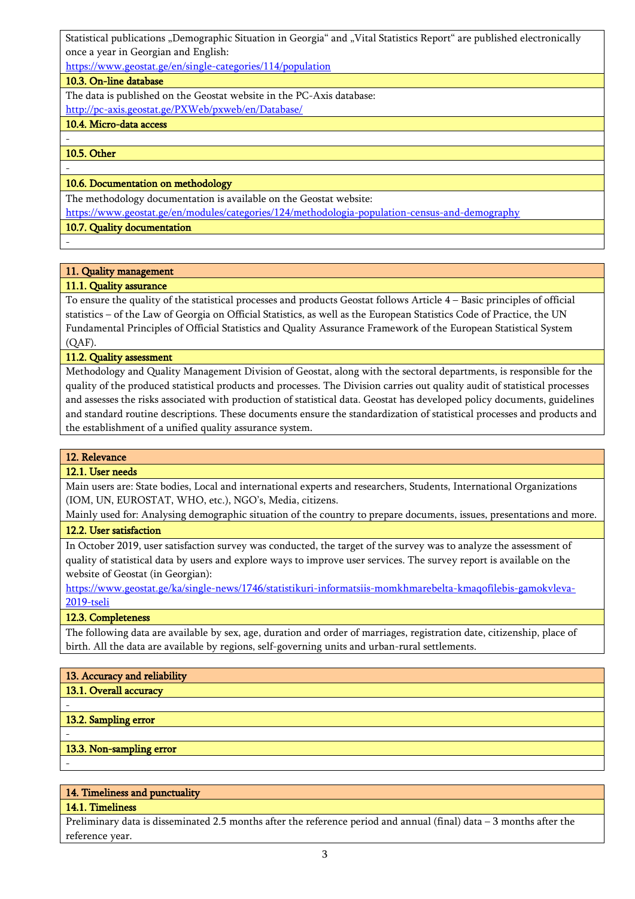Statistical publications „Demographic Situation in Georgia" and „Vital Statistics Report" are published electronically once a year in Georgian and English:
https://www.geostat.ge/en/single-categories/114/population

### 10.3. On-line database

The data is published on the Geostat website in the PC-Axis database:
http://pc-axis.geostat.ge/PXWeb/pxweb/en/Database/

### 10.4. Micro-data access

-

### 10.5. Other

-

### 10.6. Documentation on methodology

The methodology documentation is available on the Geostat website:
https://www.geostat.ge/en/modules/categories/124/methodologia-population-census-and-demography

### 10.7. Quality documentation

-

## 11. Quality management

### 11.1. Quality assurance

To ensure the quality of the statistical processes and products Geostat follows Article 4 – Basic principles of official statistics – of the Law of Georgia on Official Statistics, as well as the European Statistics Code of Practice, the UN Fundamental Principles of Official Statistics and Quality Assurance Framework of the European Statistical System (QAF).

### 11.2. Quality assessment

Methodology and Quality Management Division of Geostat, along with the sectoral departments, is responsible for the quality of the produced statistical products and processes. The Division carries out quality audit of statistical processes and assesses the risks associated with production of statistical data. Geostat has developed policy documents, guidelines and standard routine descriptions. These documents ensure the standardization of statistical processes and products and the establishment of a unified quality assurance system.

## 12. Relevance

### 12.1. User needs

Main users are: State bodies, Local and international experts and researchers, Students, International Organizations (IOM, UN, EUROSTAT, WHO, etc.), NGO's, Media, citizens.
Mainly used for: Analysing demographic situation of the country to prepare documents, issues, presentations and more.

### 12.2. User satisfaction

In October 2019, user satisfaction survey was conducted, the target of the survey was to analyze the assessment of quality of statistical data by users and explore ways to improve user services. The survey report is available on the website of Geostat (in Georgian):
https://www.geostat.ge/ka/single-news/1746/statistikuri-informatsiis-momkhmarebelta-kmaqofilebis-gamokvleva-2019-tseli

### 12.3. Completeness

The following data are available by sex, age, duration and order of marriages, registration date, citizenship, place of birth. All the data are available by regions, self-governing units and urban-rural settlements.

## 13. Accuracy and reliability

### 13.1. Overall accuracy

-

### 13.2. Sampling error

-

### 13.3. Non-sampling error

-

## 14. Timeliness and punctuality

### 14.1. Timeliness

Preliminary data is disseminated 2.5 months after the reference period and annual (final) data – 3 months after the reference year.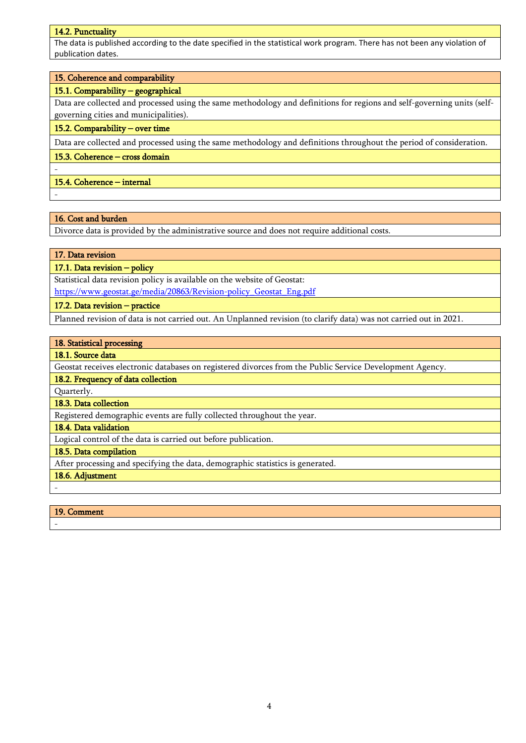### 14.2. Punctuality

The data is published according to the date specified in the statistical work program. There has not been any violation of publication dates.

## 15. Coherence and comparability

### 15.1. Comparability – geographical

Data are collected and processed using the same methodology and definitions for regions and self-governing units (self-governing cities and municipalities).

### 15.2. Comparability – over time

Data are collected and processed using the same methodology and definitions throughout the period of consideration.

### 15.3. Coherence – cross domain

-

### 15.4. Coherence – internal

-

## 16. Cost and burden

Divorce data is provided by the administrative source and does not require additional costs.

## 17. Data revision

### 17.1. Data revision – policy

Statistical data revision policy is available on the website of Geostat:
https://www.geostat.ge/media/20863/Revision-policy_Geostat_Eng.pdf

### 17.2. Data revision – practice

Planned revision of data is not carried out. An Unplanned revision (to clarify data) was not carried out in 2021.

## 18. Statistical processing

### 18.1. Source data

Geostat receives electronic databases on registered divorces from the Public Service Development Agency.

### 18.2. Frequency of data collection

Quarterly.

### 18.3. Data collection

Registered demographic events are fully collected throughout the year.

### 18.4. Data validation

Logical control of the data is carried out before publication.

### 18.5. Data compilation

After processing and specifying the data, demographic statistics is generated.

### 18.6. Adjustment

-

## 19. Comment

-